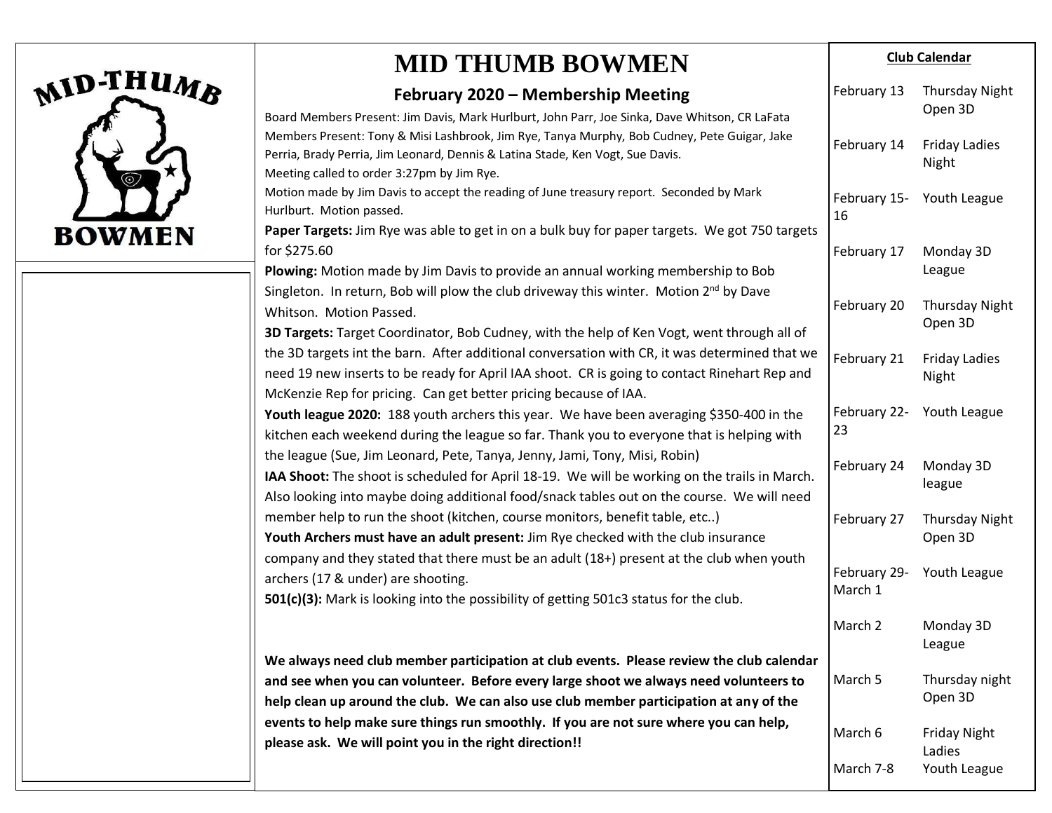# MID THUMB BOWMEN

## February 2020 – Membership Meeting

Board Members Present: Jim Davis, Mark Hurlburt, John Parr, Joe Sinka, Dave Whitson, CR LaFata
Members Present: Tony & Misi Lashbrook, Jim Rye, Tanya Murphy, Bob Cudney, Pete Guigar, Jake Perria, Brady Perria, Jim Leonard, Dennis & Latina Stade, Ken Vogt, Sue Davis.
Meeting called to order 3:27pm by Jim Rye.
Motion made by Jim Davis to accept the reading of June treasury report. Seconded by Mark Hurlburt. Motion passed.

**Paper Targets:** Jim Rye was able to get in on a bulk buy for paper targets. We got 750 targets for $275.60

**Plowing:** Motion made by Jim Davis to provide an annual working membership to Bob Singleton. In return, Bob will plow the club driveway this winter. Motion 2nd by Dave Whitson. Motion Passed.

**3D Targets:** Target Coordinator, Bob Cudney, with the help of Ken Vogt, went through all of the 3D targets int the barn. After additional conversation with CR, it was determined that we need 19 new inserts to be ready for April IAA shoot. CR is going to contact Rinehart Rep and McKenzie Rep for pricing. Can get better pricing because of IAA.

**Youth league 2020:** 188 youth archers this year. We have been averaging $350-400 in the kitchen each weekend during the league so far. Thank you to everyone that is helping with the league (Sue, Jim Leonard, Pete, Tanya, Jenny, Jami, Tony, Misi, Robin)

**IAA Shoot:** The shoot is scheduled for April 18-19. We will be working on the trails in March. Also looking into maybe doing additional food/snack tables out on the course. We will need member help to run the shoot (kitchen, course monitors, benefit table, etc..)

**Youth Archers must have an adult present:** Jim Rye checked with the club insurance company and they stated that there must be an adult (18+) present at the club when youth archers (17 & under) are shooting.

**501(c)(3):** Mark is looking into the possibility of getting 501c3 status for the club.

**We always need club member participation at club events. Please review the club calendar and see when you can volunteer. Before every large shoot we always need volunteers to help clean up around the club. We can also use club member participation at any of the events to help make sure things run smoothly. If you are not sure where you can help, please ask. We will point you in the right direction!!**

### Club Calendar

| Date | Event |
|---|---|
| February 13 | Thursday Night Open 3D |
| February 14 | Friday Ladies Night |
| February 15-16 | Youth League |
| February 17 | Monday 3D League |
| February 20 | Thursday Night Open 3D |
| February 21 | Friday Ladies Night |
| February 22-23 | Youth League |
| February 24 | Monday 3D league |
| February 27 | Thursday Night Open 3D |
| February 29-March 1 | Youth League |
| March 2 | Monday 3D League |
| March 5 | Thursday night Open 3D |
| March 6 | Friday Night Ladies |
| March 7-8 | Youth League |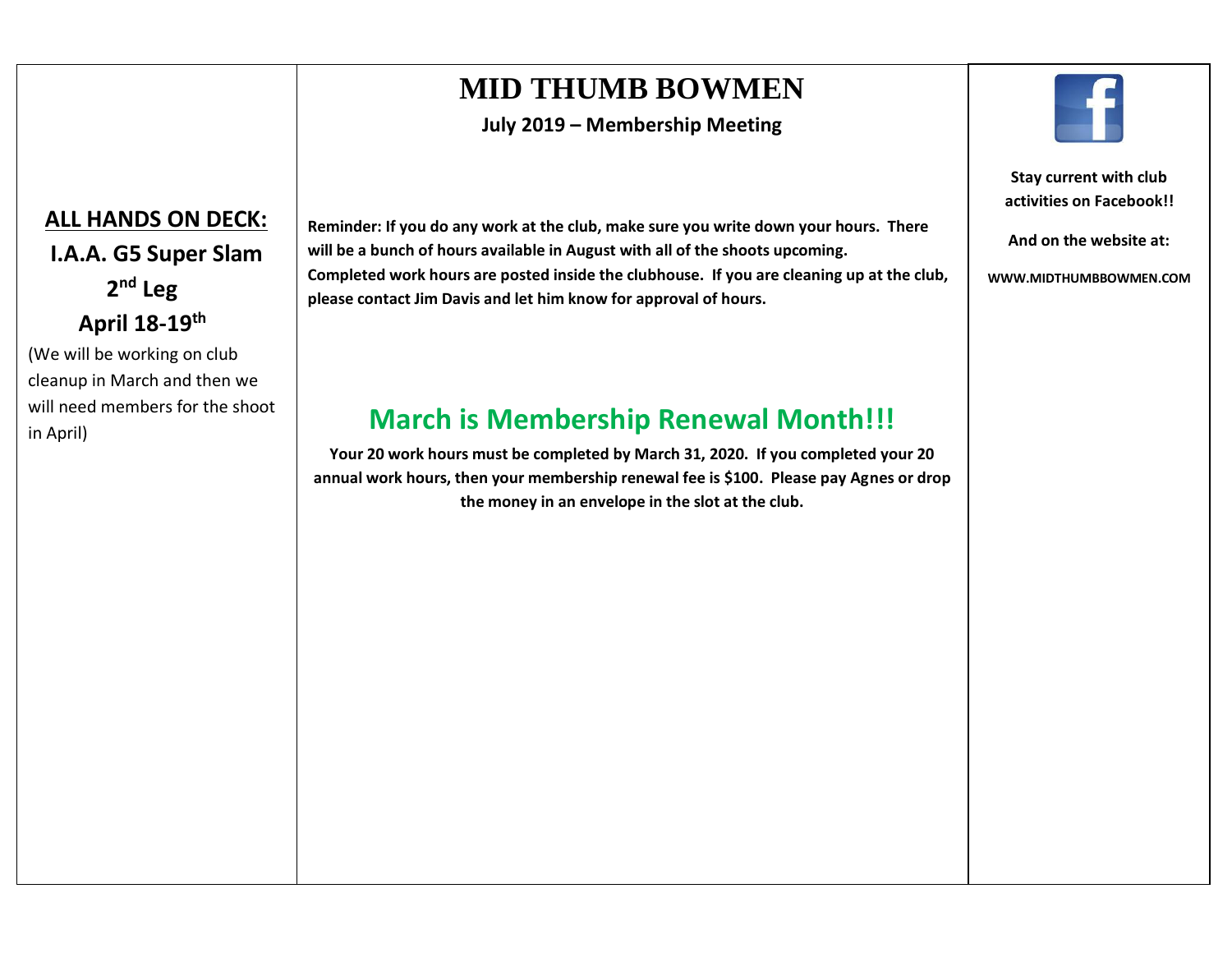# MID THUMB BOWMEN

**July 2019 – Membership Meeting**

**Reminder: If you do any work at the club, make sure you write down your hours. There will be a bunch of hours available in August with all of the shoots upcoming. Completed work hours are posted inside the clubhouse. If you are cleaning up at the club, please contact Jim Davis and let him know for approval of hours.**

## March is Membership Renewal Month!!!

**Your 20 work hours must be completed by March 31, 2020. If you completed your 20 annual work hours, then your membership renewal fee is $100. Please pay Agnes or drop the money in an envelope in the slot at the club.**

**ALL HANDS ON DECK:**

**I.A.A. G5 Super Slam 2nd Leg April 18-19th**

(We will be working on club cleanup in March and then we will need members for the shoot in April)

**Stay current with club activities on Facebook!!**

**And on the website at:**

**WWW.MIDTHUMBBOWMEN.COM**